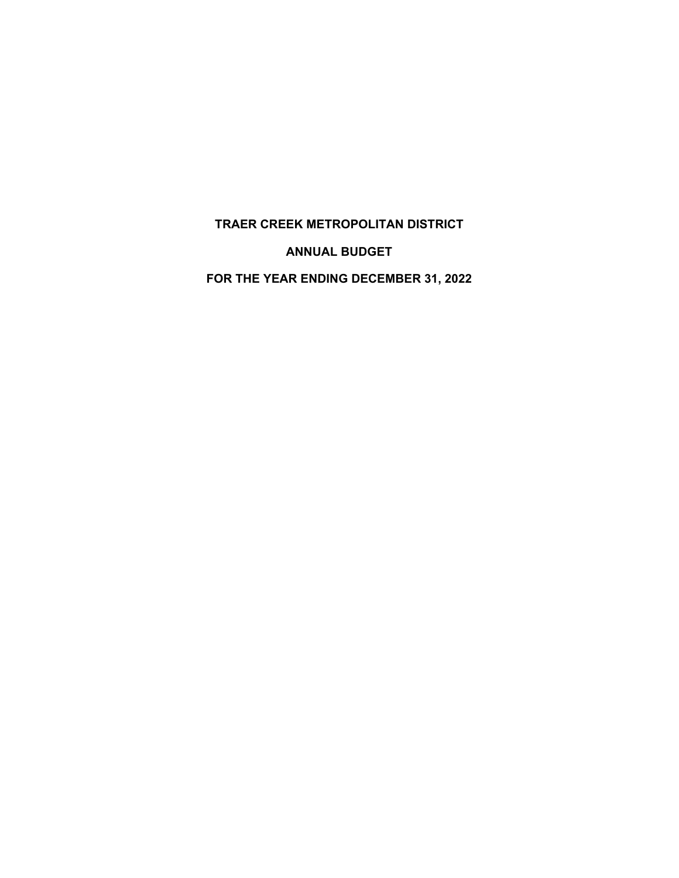# TRAER CREEK METROPOLITAN DISTRICT

## ANNUAL BUDGET

## FOR THE YEAR ENDING DECEMBER 31, 2022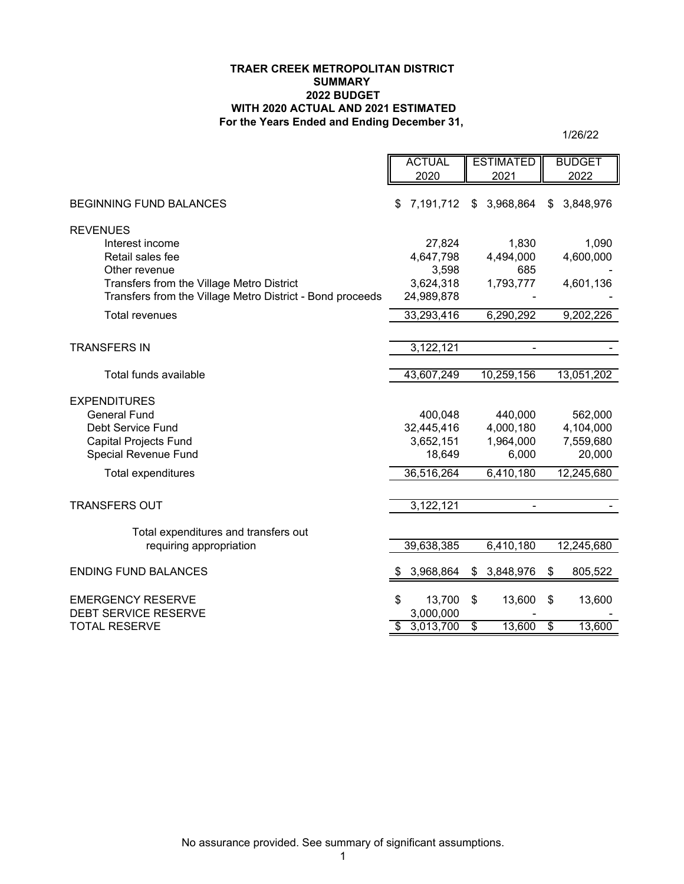**TRAER CREEK METROPOLITAN DISTRICT**
**SUMMARY**
**2022 BUDGET**
**WITH 2020 ACTUAL AND 2021 ESTIMATED**
**For the Years Ended and Ending December 31,**

1/26/22

| | ACTUAL 2020 | ESTIMATED 2021 | BUDGET 2022 |
|---|---|---|---|
| BEGINNING FUND BALANCES | $ 7,191,712 | $ 3,968,864 | $ 3,848,976 |
| REVENUES | | | |
| Interest income | 27,824 | 1,830 | 1,090 |
| Retail sales fee | 4,647,798 | 4,494,000 | 4,600,000 |
| Other revenue | 3,598 | 685 | - |
| Transfers from the Village Metro District | 3,624,318 | 1,793,777 | 4,601,136 |
| Transfers from the Village Metro District - Bond proceeds | 24,989,878 | - | - |
| Total revenues | 33,293,416 | 6,290,292 | 9,202,226 |
| TRANSFERS IN | 3,122,121 | - | - |
| Total funds available | 43,607,249 | 10,259,156 | 13,051,202 |
| EXPENDITURES | | | |
| General Fund | 400,048 | 440,000 | 562,000 |
| Debt Service Fund | 32,445,416 | 4,000,180 | 4,104,000 |
| Capital Projects Fund | 3,652,151 | 1,964,000 | 7,559,680 |
| Special Revenue Fund | 18,649 | 6,000 | 20,000 |
| Total expenditures | 36,516,264 | 6,410,180 | 12,245,680 |
| TRANSFERS OUT | 3,122,121 | - | - |
| Total expenditures and transfers out requiring appropriation | 39,638,385 | 6,410,180 | 12,245,680 |
| ENDING FUND BALANCES | $ 3,968,864 | $ 3,848,976 | $ 805,522 |
| EMERGENCY RESERVE | $ 13,700 | $ 13,600 | $ 13,600 |
| DEBT SERVICE RESERVE | 3,000,000 | - | - |
| TOTAL RESERVE | $ 3,013,700 | $ 13,600 | $ 13,600 |

No assurance provided. See summary of significant assumptions.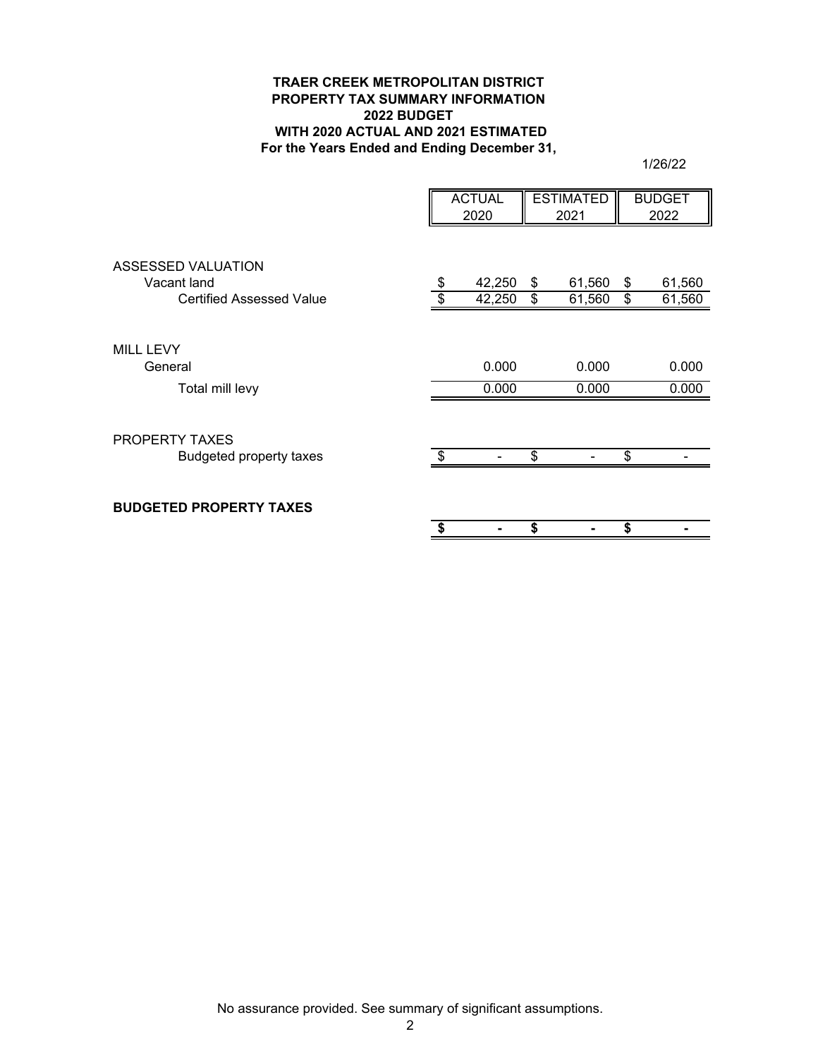**TRAER CREEK METROPOLITAN DISTRICT**
**PROPERTY TAX SUMMARY INFORMATION**
**2022 BUDGET**
**WITH 2020 ACTUAL AND 2021 ESTIMATED**
**For the Years Ended and Ending December 31,**

1/26/22

| | ACTUAL 2020 | ESTIMATED 2021 | BUDGET 2022 |
|---|---|---|---|
| ASSESSED VALUATION | | | |
| Vacant land | $ 42,250 | $ 61,560 | $ 61,560 |
| Certified Assessed Value | $ 42,250 | $ 61,560 | $ 61,560 |
| MILL LEVY | | | |
| General | 0.000 | 0.000 | 0.000 |
| Total mill levy | 0.000 | 0.000 | 0.000 |
| PROPERTY TAXES | | | |
| Budgeted property taxes | $ - | $ - | $ - |
| **BUDGETED PROPERTY TAXES** | **$ -** | **$ -** | **$ -** |

No assurance provided. See summary of significant assumptions.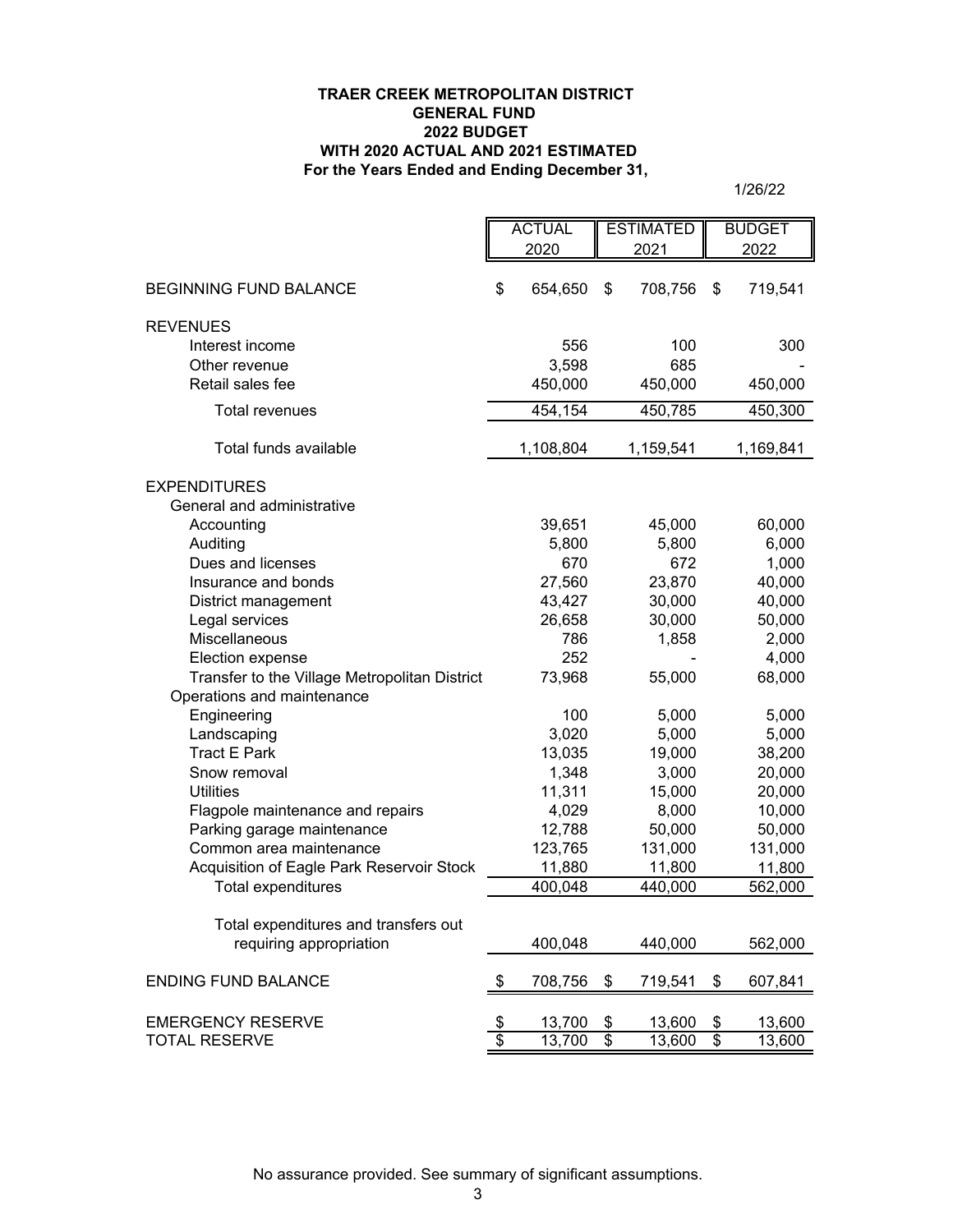**TRAER CREEK METROPOLITAN DISTRICT**
**GENERAL FUND**
**2022 BUDGET**
**WITH 2020 ACTUAL AND 2021 ESTIMATED**
**For the Years Ended and Ending December 31,**

1/26/22

| | ACTUAL 2020 | ESTIMATED 2021 | BUDGET 2022 |
|---|---|---|---|
| BEGINNING FUND BALANCE | $ 654,650 | $ 708,756 | $ 719,541 |
| REVENUES | | | |
| Interest income | 556 | 100 | 300 |
| Other revenue | 3,598 | 685 | - |
| Retail sales fee | 450,000 | 450,000 | 450,000 |
| Total revenues | 454,154 | 450,785 | 450,300 |
| Total funds available | 1,108,804 | 1,159,541 | 1,169,841 |
| EXPENDITURES | | | |
| General and administrative | | | |
| Accounting | 39,651 | 45,000 | 60,000 |
| Auditing | 5,800 | 5,800 | 6,000 |
| Dues and licenses | 670 | 672 | 1,000 |
| Insurance and bonds | 27,560 | 23,870 | 40,000 |
| District management | 43,427 | 30,000 | 40,000 |
| Legal services | 26,658 | 30,000 | 50,000 |
| Miscellaneous | 786 | 1,858 | 2,000 |
| Election expense | 252 | - | 4,000 |
| Transfer to the Village Metropolitan District | 73,968 | 55,000 | 68,000 |
| Operations and maintenance | | | |
| Engineering | 100 | 5,000 | 5,000 |
| Landscaping | 3,020 | 5,000 | 5,000 |
| Tract E Park | 13,035 | 19,000 | 38,200 |
| Snow removal | 1,348 | 3,000 | 20,000 |
| Utilities | 11,311 | 15,000 | 20,000 |
| Flagpole maintenance and repairs | 4,029 | 8,000 | 10,000 |
| Parking garage maintenance | 12,788 | 50,000 | 50,000 |
| Common area maintenance | 123,765 | 131,000 | 131,000 |
| Acquisition of Eagle Park Reservoir Stock | 11,880 | 11,800 | 11,800 |
| Total expenditures | 400,048 | 440,000 | 562,000 |
| Total expenditures and transfers out requiring appropriation | 400,048 | 440,000 | 562,000 |
| ENDING FUND BALANCE | $ 708,756 | $ 719,541 | $ 607,841 |
| EMERGENCY RESERVE | $ 13,700 | $ 13,600 | $ 13,600 |
| TOTAL RESERVE | $ 13,700 | $ 13,600 | $ 13,600 |

No assurance provided. See summary of significant assumptions.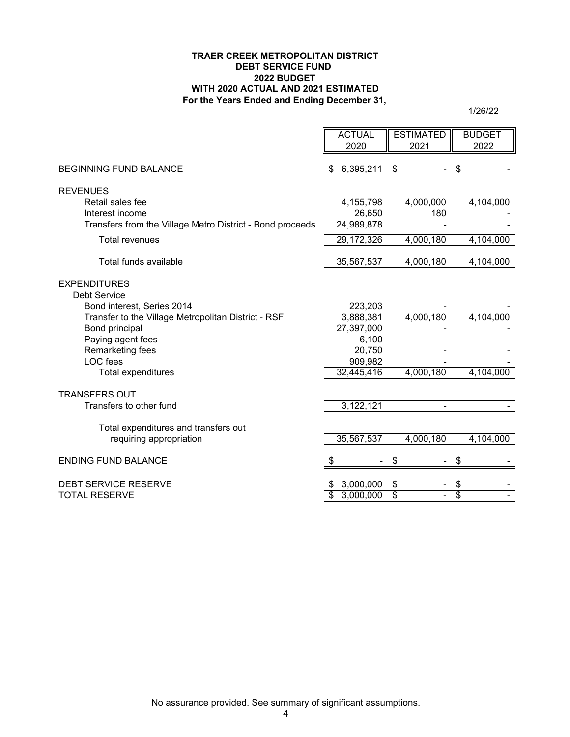**TRAER CREEK METROPOLITAN DISTRICT**
**DEBT SERVICE FUND**
**2022 BUDGET**
**WITH 2020 ACTUAL AND 2021 ESTIMATED**
**For the Years Ended and Ending December 31,**

1/26/22

| | ACTUAL 2020 | ESTIMATED 2021 | BUDGET 2022 |
|---|---|---|---|
| BEGINNING FUND BALANCE | $ 6,395,211 | $ - | $ - |
| REVENUES | | | |
| Retail sales fee | 4,155,798 | 4,000,000 | 4,104,000 |
| Interest income | 26,650 | 180 | - |
| Transfers from the Village Metro District - Bond proceeds | 24,989,878 | - | - |
| Total revenues | 29,172,326 | 4,000,180 | 4,104,000 |
| Total funds available | 35,567,537 | 4,000,180 | 4,104,000 |
| EXPENDITURES | | | |
| Debt Service | | | |
| Bond interest, Series 2014 | 223,203 | - | - |
| Transfer to the Village Metropolitan District - RSF | 3,888,381 | 4,000,180 | 4,104,000 |
| Bond principal | 27,397,000 | - | - |
| Paying agent fees | 6,100 | - | - |
| Remarketing fees | 20,750 | - | - |
| LOC fees | 909,982 | - | - |
| Total expenditures | 32,445,416 | 4,000,180 | 4,104,000 |
| TRANSFERS OUT | | | |
| Transfers to other fund | 3,122,121 | - | - |
| Total expenditures and transfers out requiring appropriation | 35,567,537 | 4,000,180 | 4,104,000 |
| ENDING FUND BALANCE | $ - | $ - | $ - |
| DEBT SERVICE RESERVE | $ 3,000,000 | $ - | $ - |
| TOTAL RESERVE | $ 3,000,000 | $ - | $ - |

No assurance provided. See summary of significant assumptions.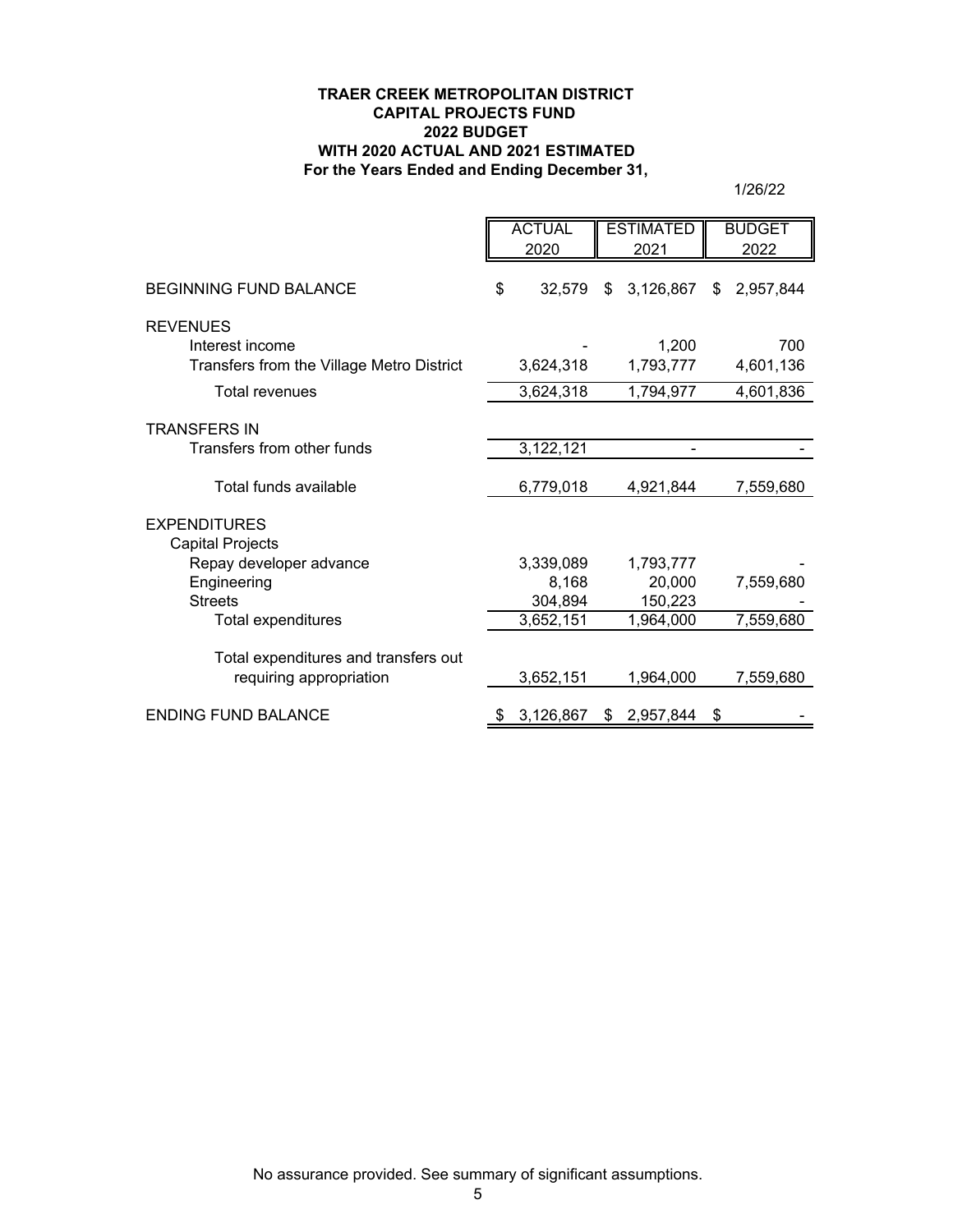**TRAER CREEK METROPOLITAN DISTRICT**
**CAPITAL PROJECTS FUND**
**2022 BUDGET**
**WITH 2020 ACTUAL AND 2021 ESTIMATED**
**For the Years Ended and Ending December 31,**

1/26/22

| | ACTUAL 2020 | ESTIMATED 2021 | BUDGET 2022 |
|---|---|---|---|
| BEGINNING FUND BALANCE | $ 32,579 | $ 3,126,867 | $ 2,957,844 |
| REVENUES | | | |
| Interest income | - | 1,200 | 700 |
| Transfers from the Village Metro District | 3,624,318 | 1,793,777 | 4,601,136 |
| Total revenues | 3,624,318 | 1,794,977 | 4,601,836 |
| TRANSFERS IN | | | |
| Transfers from other funds | 3,122,121 | - | - |
| Total funds available | 6,779,018 | 4,921,844 | 7,559,680 |
| EXPENDITURES | | | |
| Capital Projects | | | |
| Repay developer advance | 3,339,089 | 1,793,777 | - |
| Engineering | 8,168 | 20,000 | 7,559,680 |
| Streets | 304,894 | 150,223 | - |
| Total expenditures | 3,652,151 | 1,964,000 | 7,559,680 |
| Total expenditures and transfers out requiring appropriation | 3,652,151 | 1,964,000 | 7,559,680 |
| ENDING FUND BALANCE | $ 3,126,867 | $ 2,957,844 | $ - |

No assurance provided. See summary of significant assumptions.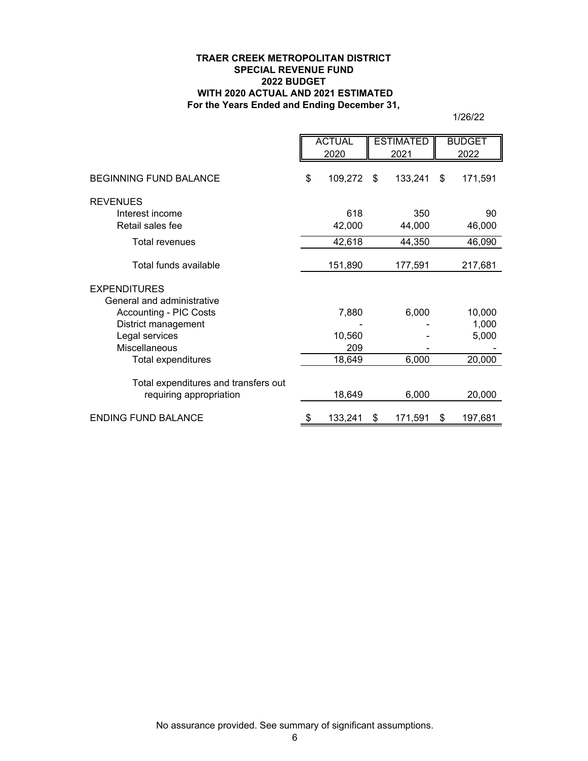**TRAER CREEK METROPOLITAN DISTRICT**
**SPECIAL REVENUE FUND**
**2022 BUDGET**
**WITH 2020 ACTUAL AND 2021 ESTIMATED**
**For the Years Ended and Ending December 31,**

1/26/22

| | ACTUAL 2020 | ESTIMATED 2021 | BUDGET 2022 |
|---|---|---|---|
| BEGINNING FUND BALANCE | $ 109,272 | $ 133,241 | $ 171,591 |
| REVENUES | | | |
| Interest income | 618 | 350 | 90 |
| Retail sales fee | 42,000 | 44,000 | 46,000 |
| Total revenues | 42,618 | 44,350 | 46,090 |
| Total funds available | 151,890 | 177,591 | 217,681 |
| EXPENDITURES | | | |
| General and administrative | | | |
| Accounting - PIC Costs | 7,880 | 6,000 | 10,000 |
| District management | - | - | 1,000 |
| Legal services | 10,560 | - | 5,000 |
| Miscellaneous | 209 | - | - |
| Total expenditures | 18,649 | 6,000 | 20,000 |
| Total expenditures and transfers out requiring appropriation | 18,649 | 6,000 | 20,000 |
| ENDING FUND BALANCE | $ 133,241 | $ 171,591 | $ 197,681 |

No assurance provided. See summary of significant assumptions.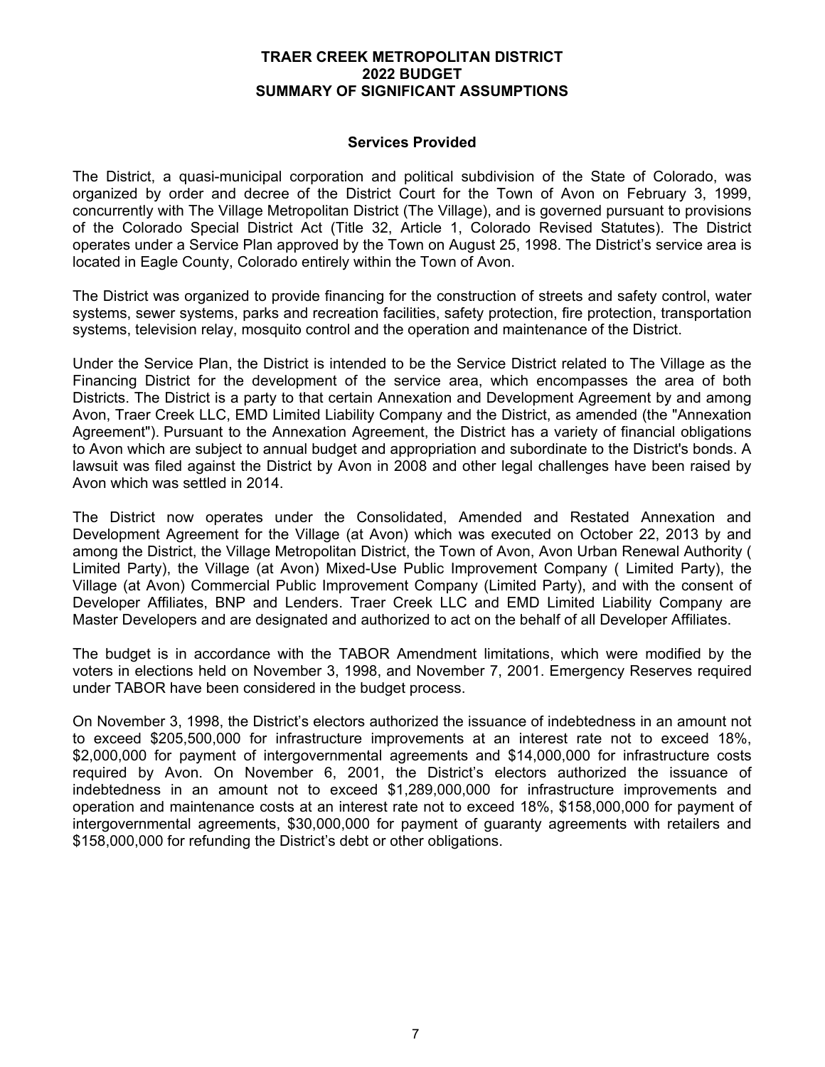# TRAER CREEK METROPOLITAN DISTRICT
## 2022 BUDGET
## SUMMARY OF SIGNIFICANT ASSUMPTIONS

### Services Provided

The District, a quasi-municipal corporation and political subdivision of the State of Colorado, was organized by order and decree of the District Court for the Town of Avon on February 3, 1999, concurrently with The Village Metropolitan District (The Village), and is governed pursuant to provisions of the Colorado Special District Act (Title 32, Article 1, Colorado Revised Statutes). The District operates under a Service Plan approved by the Town on August 25, 1998. The District's service area is located in Eagle County, Colorado entirely within the Town of Avon.

The District was organized to provide financing for the construction of streets and safety control, water systems, sewer systems, parks and recreation facilities, safety protection, fire protection, transportation systems, television relay, mosquito control and the operation and maintenance of the District.

Under the Service Plan, the District is intended to be the Service District related to The Village as the Financing District for the development of the service area, which encompasses the area of both Districts. The District is a party to that certain Annexation and Development Agreement by and among Avon, Traer Creek LLC, EMD Limited Liability Company and the District, as amended (the "Annexation Agreement"). Pursuant to the Annexation Agreement, the District has a variety of financial obligations to Avon which are subject to annual budget and appropriation and subordinate to the District's bonds. A lawsuit was filed against the District by Avon in 2008 and other legal challenges have been raised by Avon which was settled in 2014.

The District now operates under the Consolidated, Amended and Restated Annexation and Development Agreement for the Village (at Avon) which was executed on October 22, 2013 by and among the District, the Village Metropolitan District, the Town of Avon, Avon Urban Renewal Authority ( Limited Party), the Village (at Avon) Mixed-Use Public Improvement Company ( Limited Party), the Village (at Avon) Commercial Public Improvement Company (Limited Party), and with the consent of Developer Affiliates, BNP and Lenders. Traer Creek LLC and EMD Limited Liability Company are Master Developers and are designated and authorized to act on the behalf of all Developer Affiliates.

The budget is in accordance with the TABOR Amendment limitations, which were modified by the voters in elections held on November 3, 1998, and November 7, 2001. Emergency Reserves required under TABOR have been considered in the budget process.

On November 3, 1998, the District's electors authorized the issuance of indebtedness in an amount not to exceed $205,500,000 for infrastructure improvements at an interest rate not to exceed 18%, $2,000,000 for payment of intergovernmental agreements and $14,000,000 for infrastructure costs required by Avon. On November 6, 2001, the District's electors authorized the issuance of indebtedness in an amount not to exceed $1,289,000,000 for infrastructure improvements and operation and maintenance costs at an interest rate not to exceed 18%, $158,000,000 for payment of intergovernmental agreements, $30,000,000 for payment of guaranty agreements with retailers and $158,000,000 for refunding the District's debt or other obligations.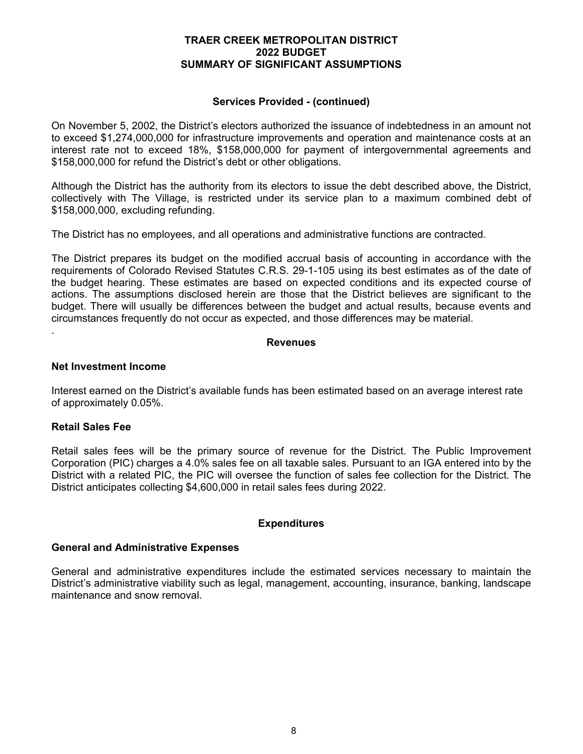# TRAER CREEK METROPOLITAN DISTRICT
# 2022 BUDGET
# SUMMARY OF SIGNIFICANT ASSUMPTIONS

## Services Provided - (continued)

On November 5, 2002, the District's electors authorized the issuance of indebtedness in an amount not to exceed $1,274,000,000 for infrastructure improvements and operation and maintenance costs at an interest rate not to exceed 18%, $158,000,000 for payment of intergovernmental agreements and $158,000,000 for refund the District's debt or other obligations.

Although the District has the authority from its electors to issue the debt described above, the District, collectively with The Village, is restricted under its service plan to a maximum combined debt of $158,000,000, excluding refunding.

The District has no employees, and all operations and administrative functions are contracted.

The District prepares its budget on the modified accrual basis of accounting in accordance with the requirements of Colorado Revised Statutes C.R.S. 29-1-105 using its best estimates as of the date of the budget hearing. These estimates are based on expected conditions and its expected course of actions. The assumptions disclosed herein are those that the District believes are significant to the budget. There will usually be differences between the budget and actual results, because events and circumstances frequently do not occur as expected, and those differences may be material.

.

## Revenues

### Net Investment Income

Interest earned on the District's available funds has been estimated based on an average interest rate of approximately 0.05%.

### Retail Sales Fee

Retail sales fees will be the primary source of revenue for the District. The Public Improvement Corporation (PIC) charges a 4.0% sales fee on all taxable sales. Pursuant to an IGA entered into by the District with a related PIC, the PIC will oversee the function of sales fee collection for the District. The District anticipates collecting $4,600,000 in retail sales fees during 2022.

## Expenditures

### General and Administrative Expenses

General and administrative expenditures include the estimated services necessary to maintain the District's administrative viability such as legal, management, accounting, insurance, banking, landscape maintenance and snow removal.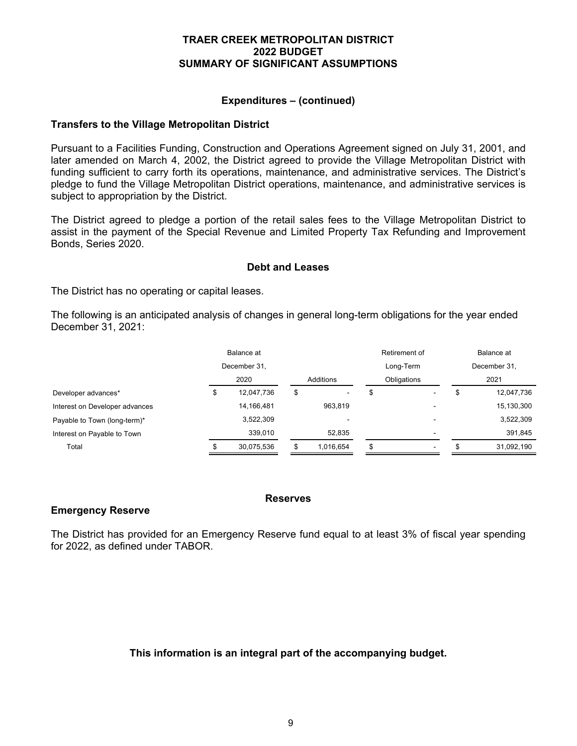# TRAER CREEK METROPOLITAN DISTRICT
# 2022 BUDGET
# SUMMARY OF SIGNIFICANT ASSUMPTIONS

### Expenditures – (continued)

**Transfers to the Village Metropolitan District**

Pursuant to a Facilities Funding, Construction and Operations Agreement signed on July 31, 2001, and later amended on March 4, 2002, the District agreed to provide the Village Metropolitan District with funding sufficient to carry forth its operations, maintenance, and administrative services. The District's pledge to fund the Village Metropolitan District operations, maintenance, and administrative services is subject to appropriation by the District.

The District agreed to pledge a portion of the retail sales fees to the Village Metropolitan District to assist in the payment of the Special Revenue and Limited Property Tax Refunding and Improvement Bonds, Series 2020.

### Debt and Leases

The District has no operating or capital leases.

The following is an anticipated analysis of changes in general long-term obligations for the year ended December 31, 2021:

| | Balance at December 31, 2020 | Additions | Retirement of Long-Term Obligations | Balance at December 31, 2021 |
|---|---|---|---|---|
| Developer advances* | $ 12,047,736 | $ - | $ - | $ 12,047,736 |
| Interest on Developer advances | 14,166,481 | 963,819 | - | 15,130,300 |
| Payable to Town (long-term)* | 3,522,309 | - | - | 3,522,309 |
| Interest on Payable to Town | 339,010 | 52,835 | - | 391,845 |
| Total | $ 30,075,536 | $ 1,016,654 | $ - | $ 31,092,190 |

### Reserves

**Emergency Reserve**

The District has provided for an Emergency Reserve fund equal to at least 3% of fiscal year spending for 2022, as defined under TABOR.

**This information is an integral part of the accompanying budget.**